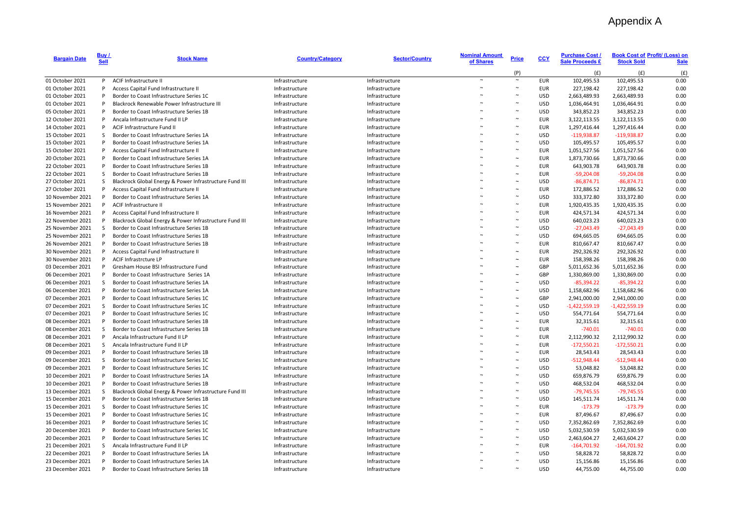# Appendix A

| Bargain Date | Buy / Sell | Stock Name | Country/Category | Sector/Country | Nominal Amount of Shares | Price | CCY | Purchase Cost / Sale Proceeds £ | Book Cost of Stock Sold | Profit/ (Loss) on Sale |
|---|---|---|---|---|---|---|---|---|---|---|
| | | | | | | (P) | | (£) | (£) | (£) |
| 01 October 2021 | P | ACIF Infrastructure II | Infrastructure | Infrastructure | ~ | ~ | EUR | 102,495.53 | 102,495.53 | 0.00 |
| 01 October 2021 | P | Access Capital Fund Infrastructure II | Infrastructure | Infrastructure | ~ | ~ | EUR | 227,198.42 | 227,198.42 | 0.00 |
| 01 October 2021 | P | Border to Coast Infrastructure Series 1C | Infrastructure | Infrastructure | ~ | ~ | USD | 2,663,489.93 | 2,663,489.93 | 0.00 |
| 01 October 2021 | P | Blackrock Renewable Power Infrastructure III | Infrastructure | Infrastructure | ~ | ~ | USD | 1,036,464.91 | 1,036,464.91 | 0.00 |
| 05 October 2021 | P | Border to Coast Infrastructure Series 1B | Infrastructure | Infrastructure | ~ | ~ | USD | 343,852.23 | 343,852.23 | 0.00 |
| 12 October 2021 | P | Ancala Infrastructure Fund II LP | Infrastructure | Infrastructure | ~ | ~ | EUR | 3,122,113.55 | 3,122,113.55 | 0.00 |
| 14 October 2021 | P | ACIF Infrastructure Fund II | Infrastructure | Infrastructure | ~ | ~ | EUR | 1,297,416.44 | 1,297,416.44 | 0.00 |
| 15 October 2021 | S | Border to Coast Infrastructure Series 1A | Infrastructure | Infrastructure | ~ | ~ | USD | -119,938.87 | -119,938.87 | 0.00 |
| 15 October 2021 | P | Border to Coast Infrastructure Series 1A | Infrastructure | Infrastructure | ~ | ~ | USD | 105,495.57 | 105,495.57 | 0.00 |
| 15 October 2021 | P | Access Capital Fund Infrastructure II | Infrastructure | Infrastructure | ~ | ~ | EUR | 1,051,527.56 | 1,051,527.56 | 0.00 |
| 20 October 2021 | P | Border to Coast Infrastructure Series 1A | Infrastructure | Infrastructure | ~ | ~ | EUR | 1,873,730.66 | 1,873,730.66 | 0.00 |
| 22 October 2021 | P | Border to Coast Infrastructure Series 1B | Infrastructure | Infrastructure | ~ | ~ | EUR | 643,903.78 | 643,903.78 | 0.00 |
| 22 October 2021 | S | Border to Coast Infrastructure Series 1B | Infrastructure | Infrastructure | ~ | ~ | EUR | -59,204.08 | -59,204.08 | 0.00 |
| 27 October 2021 | S | Blackrock Global Energy & Power Infrastructure Fund III | Infrastructure | Infrastructure | ~ | ~ | USD | -86,874.71 | -86,874.71 | 0.00 |
| 27 October 2021 | P | Access Capital Fund Infrastructure II | Infrastructure | Infrastructure | ~ | ~ | EUR | 172,886.52 | 172,886.52 | 0.00 |
| 10 November 2021 | P | Border to Coast Infrastructure Series 1A | Infrastructure | Infrastructure | ~ | ~ | USD | 333,372.80 | 333,372.80 | 0.00 |
| 15 November 2021 | P | ACIF Infrastructure II | Infrastructure | Infrastructure | ~ | ~ | EUR | 1,920,435.35 | 1,920,435.35 | 0.00 |
| 16 November 2021 | P | Access Capital Fund Infrastructure II | Infrastructure | Infrastructure | ~ | ~ | EUR | 424,571.34 | 424,571.34 | 0.00 |
| 22 November 2021 | P | Blackrock Global Energy & Power Infrastructure Fund III | Infrastructure | Infrastructure | ~ | ~ | USD | 640,023.23 | 640,023.23 | 0.00 |
| 25 November 2021 | S | Border to Coast Infrastructure Series 1B | Infrastructure | Infrastructure | ~ | ~ | USD | -27,043.49 | -27,043.49 | 0.00 |
| 25 November 2021 | P | Border to Coast Infrastructure Series 1B | Infrastructure | Infrastructure | ~ | ~ | USD | 694,665.05 | 694,665.05 | 0.00 |
| 26 November 2021 | P | Border to Coast Infrastructure Series 1B | Infrastructure | Infrastructure | ~ | ~ | EUR | 810,667.47 | 810,667.47 | 0.00 |
| 30 November 2021 | P | Access Capital Fund Infrastructure II | Infrastructure | Infrastructure | ~ | ~ | EUR | 292,326.92 | 292,326.92 | 0.00 |
| 30 November 2021 | P | ACIF Infrastrcture LP | Infrastructure | Infrastructure | ~ | ~ | EUR | 158,398.26 | 158,398.26 | 0.00 |
| 03 December 2021 | P | Gresham House BSI Infrastructure Fund | Infrastructure | Infrastructure | ~ | ~ | GBP | 5,011,652.36 | 5,011,652.36 | 0.00 |
| 06 December 2021 | P | Border to Coast Infrastructure  Series 1A | Infrastructure | Infrastructure | ~ | ~ | GBP | 1,330,869.00 | 1,330,869.00 | 0.00 |
| 06 December 2021 | S | Border to Coast Infrastructure Series 1A | Infrastructure | Infrastructure | ~ | ~ | USD | -85,394.22 | -85,394.22 | 0.00 |
| 06 December 2021 | P | Border to Coast Infrastructure Series 1A | Infrastructure | Infrastructure | ~ | ~ | USD | 1,158,682.96 | 1,158,682.96 | 0.00 |
| 07 December 2021 | P | Border to Coast Infrastructure Series 1C | Infrastructure | Infrastructure | ~ | ~ | GBP | 2,941,000.00 | 2,941,000.00 | 0.00 |
| 07 December 2021 | S | Border to Coast Infrastructure Series 1C | Infrastructure | Infrastructure | ~ | ~ | USD | -1,422,559.19 | -1,422,559.19 | 0.00 |
| 07 December 2021 | P | Border to Coast Infrastructure Series 1C | Infrastructure | Infrastructure | ~ | ~ | USD | 554,771.64 | 554,771.64 | 0.00 |
| 08 December 2021 | P | Border to Coast Infrastructure Series 1B | Infrastructure | Infrastructure | ~ | ~ | EUR | 32,315.61 | 32,315.61 | 0.00 |
| 08 December 2021 | S | Border to Coast Infrastructure Series 1B | Infrastructure | Infrastructure | ~ | ~ | EUR | -740.01 | -740.01 | 0.00 |
| 08 December 2021 | P | Ancala Infrastructure Fund II LP | Infrastructure | Infrastructure | ~ | ~ | EUR | 2,112,990.32 | 2,112,990.32 | 0.00 |
| 08 December 2021 | S | Ancala Infrastructure Fund II LP | Infrastructure | Infrastructure | ~ | ~ | EUR | -172,550.21 | -172,550.21 | 0.00 |
| 09 December 2021 | P | Border to Coast Infrastructure Series 1B | Infrastructure | Infrastructure | ~ | ~ | EUR | 28,543.43 | 28,543.43 | 0.00 |
| 09 December 2021 | S | Border to Coast Infrastructure Series 1C | Infrastructure | Infrastructure | ~ | ~ | USD | -512,948.44 | -512,948.44 | 0.00 |
| 09 December 2021 | P | Border to Coast Infrastructure Series 1C | Infrastructure | Infrastructure | ~ | ~ | USD | 53,048.82 | 53,048.82 | 0.00 |
| 10 December 2021 | P | Border to Coast Infrastructure Series 1A | Infrastructure | Infrastructure | ~ | ~ | USD | 659,876.79 | 659,876.79 | 0.00 |
| 10 December 2021 | P | Border to Coast Infrastructure Series 1B | Infrastructure | Infrastructure | ~ | ~ | USD | 468,532.04 | 468,532.04 | 0.00 |
| 13 December 2021 | S | Blackrock Global Energy & Power Infrastructure Fund III | Infrastructure | Infrastructure | ~ | ~ | USD | -79,745.55 | -79,745.55 | 0.00 |
| 15 December 2021 | P | Border to Coast Infrastructure Series 1B | Infrastructure | Infrastructure | ~ | ~ | USD | 145,511.74 | 145,511.74 | 0.00 |
| 15 December 2021 | S | Border to Coast Infrastructure Series 1C | Infrastructure | Infrastructure | ~ | ~ | EUR | -173.79 | -173.79 | 0.00 |
| 15 December 2021 | P | Border to Coast Infrastructure Series 1C | Infrastructure | Infrastructure | ~ | ~ | EUR | 87,496.67 | 87,496.67 | 0.00 |
| 16 December 2021 | P | Border to Coast Infrastructure Series 1C | Infrastructure | Infrastructure | ~ | ~ | USD | 7,352,862.69 | 7,352,862.69 | 0.00 |
| 20 December 2021 | P | Border to Coast Infrastructure Series 1C | Infrastructure | Infrastructure | ~ | ~ | USD | 5,032,530.59 | 5,032,530.59 | 0.00 |
| 20 December 2021 | P | Border to Coast Infrastructure Series 1C | Infrastructure | Infrastructure | ~ | ~ | USD | 2,463,604.27 | 2,463,604.27 | 0.00 |
| 21 December 2021 | S | Ancala Infrastructure Fund II LP | Infrastructure | Infrastructure | ~ | ~ | EUR | -164,701.92 | -164,701.92 | 0.00 |
| 22 December 2021 | P | Border to Coast Infrastructure Series 1A | Infrastructure | Infrastructure | ~ | ~ | USD | 58,828.72 | 58,828.72 | 0.00 |
| 23 December 2021 | P | Border to Coast Infrastructure Series 1A | Infrastructure | Infrastructure | ~ | ~ | USD | 15,156.86 | 15,156.86 | 0.00 |
| 23 December 2021 | P | Border to Coast Infrastructure Series 1B | Infrastructure | Infrastructure | ~ | ~ | USD | 44,755.00 | 44,755.00 | 0.00 |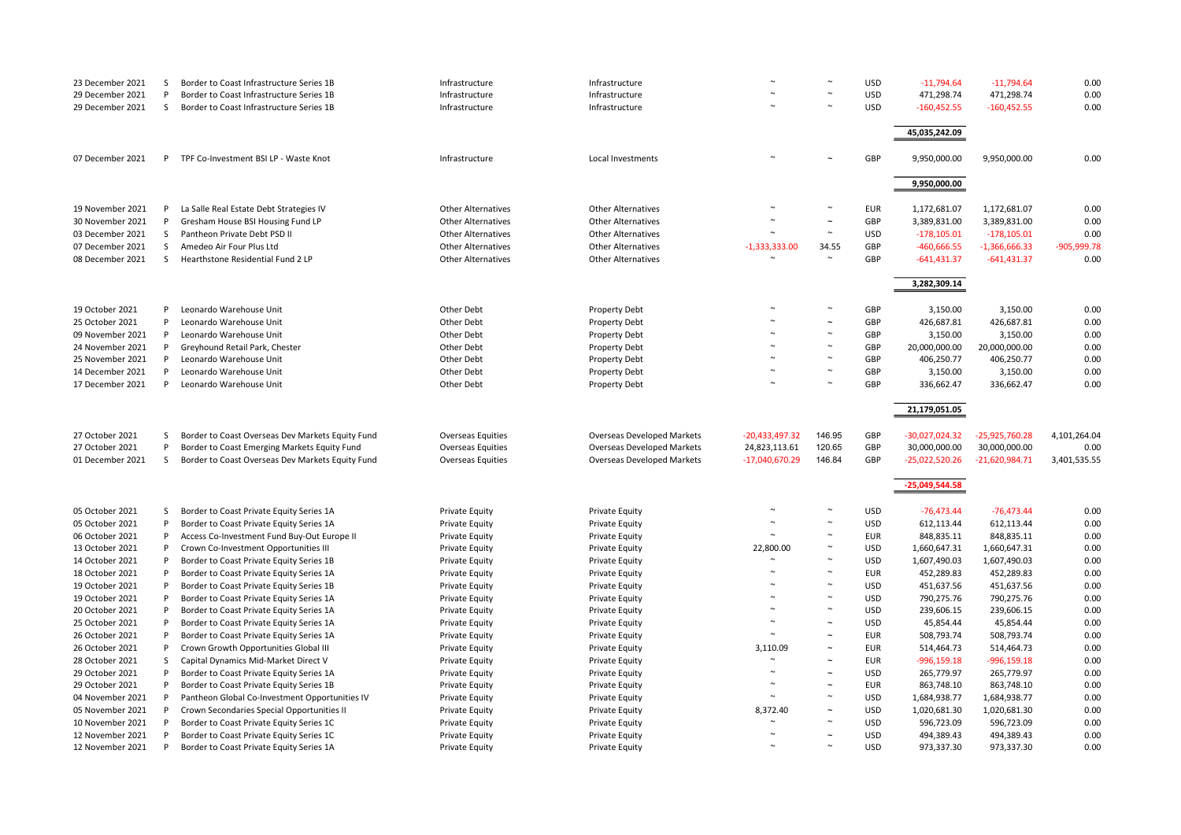| | | | | | | | | | | |
|---|---|---|---|---|---|---|---|---|---|---|
| 23 December 2021 | S | Border to Coast Infrastructure Series 1B | Infrastructure | Infrastructure | ~ | ~ | USD | -11,794.64 | -11,794.64 | 0.00 |
| 29 December 2021 | P | Border to Coast Infrastructure Series 1B | Infrastructure | Infrastructure | ~ | ~ | USD | 471,298.74 | 471,298.74 | 0.00 |
| 29 December 2021 | S | Border to Coast Infrastructure Series 1B | Infrastructure | Infrastructure | ~ | ~ | USD | -160,452.55 | -160,452.55 | 0.00 |
| | | | | | | | | **45,035,242.09** | | |
| 07 December 2021 | P | TPF Co-Investment BSI LP - Waste Knot | Infrastructure | Local Investments | ~ | ~ | GBP | 9,950,000.00 | 9,950,000.00 | 0.00 |
| | | | | | | | | **9,950,000.00** | | |
| 19 November 2021 | P | La Salle Real Estate Debt Strategies IV | Other Alternatives | Other Alternatives | ~ | ~ | EUR | 1,172,681.07 | 1,172,681.07 | 0.00 |
| 30 November 2021 | P | Gresham House BSI Housing Fund LP | Other Alternatives | Other Alternatives | ~ | ~ | GBP | 3,389,831.00 | 3,389,831.00 | 0.00 |
| 03 December 2021 | S | Pantheon Private Debt PSD II | Other Alternatives | Other Alternatives | ~ | ~ | USD | -178,105.01 | -178,105.01 | 0.00 |
| 07 December 2021 | S | Amedeo Air Four Plus Ltd | Other Alternatives | Other Alternatives | -1,333,333.00 | 34.55 | GBP | -460,666.55 | -1,366,666.33 | -905,999.78 |
| 08 December 2021 | S | Hearthstone Residential Fund 2 LP | Other Alternatives | Other Alternatives | ~ | ~ | GBP | -641,431.37 | -641,431.37 | 0.00 |
| | | | | | | | | **3,282,309.14** | | |
| 19 October 2021 | P | Leonardo Warehouse Unit | Other Debt | Property Debt | ~ | ~ | GBP | 3,150.00 | 3,150.00 | 0.00 |
| 25 October 2021 | P | Leonardo Warehouse Unit | Other Debt | Property Debt | ~ | ~ | GBP | 426,687.81 | 426,687.81 | 0.00 |
| 09 November 2021 | P | Leonardo Warehouse Unit | Other Debt | Property Debt | ~ | ~ | GBP | 3,150.00 | 3,150.00 | 0.00 |
| 24 November 2021 | P | Greyhound Retail Park, Chester | Other Debt | Property Debt | ~ | ~ | GBP | 20,000,000.00 | 20,000,000.00 | 0.00 |
| 25 November 2021 | P | Leonardo Warehouse Unit | Other Debt | Property Debt | ~ | ~ | GBP | 406,250.77 | 406,250.77 | 0.00 |
| 14 December 2021 | P | Leonardo Warehouse Unit | Other Debt | Property Debt | ~ | ~ | GBP | 3,150.00 | 3,150.00 | 0.00 |
| 17 December 2021 | P | Leonardo Warehouse Unit | Other Debt | Property Debt | ~ | ~ | GBP | 336,662.47 | 336,662.47 | 0.00 |
| | | | | | | | | **21,179,051.05** | | |
| 27 October 2021 | S | Border to Coast Overseas Dev Markets Equity Fund | Overseas Equities | Overseas Developed Markets | -20,433,497.32 | 146.95 | GBP | -30,027,024.32 | -25,925,760.28 | 4,101,264.04 |
| 27 October 2021 | P | Border to Coast Emerging Markets Equity Fund | Overseas Equities | Overseas Developed Markets | 24,823,113.61 | 120.65 | GBP | 30,000,000.00 | 30,000,000.00 | 0.00 |
| 01 December 2021 | S | Border to Coast Overseas Dev Markets Equity Fund | Overseas Equities | Overseas Developed Markets | -17,040,670.29 | 146.84 | GBP | -25,022,520.26 | -21,620,984.71 | 3,401,535.55 |
| | | | | | | | | **-25,049,544.58** | | |
| 05 October 2021 | S | Border to Coast Private Equity Series 1A | Private Equity | Private Equity | ~ | ~ | USD | -76,473.44 | -76,473.44 | 0.00 |
| 05 October 2021 | P | Border to Coast Private Equity Series 1A | Private Equity | Private Equity | ~ | ~ | USD | 612,113.44 | 612,113.44 | 0.00 |
| 06 October 2021 | P | Access Co-Investment Fund Buy-Out Europe II | Private Equity | Private Equity | ~ | ~ | EUR | 848,835.11 | 848,835.11 | 0.00 |
| 13 October 2021 | P | Crown Co-Investment Opportunities III | Private Equity | Private Equity | 22,800.00 | ~ | USD | 1,660,647.31 | 1,660,647.31 | 0.00 |
| 14 October 2021 | P | Border to Coast Private Equity Series 1B | Private Equity | Private Equity | ~ | ~ | USD | 1,607,490.03 | 1,607,490.03 | 0.00 |
| 18 October 2021 | P | Border to Coast Private Equity Series 1A | Private Equity | Private Equity | ~ | ~ | EUR | 452,289.83 | 452,289.83 | 0.00 |
| 19 October 2021 | P | Border to Coast Private Equity Series 1B | Private Equity | Private Equity | ~ | ~ | USD | 451,637.56 | 451,637.56 | 0.00 |
| 19 October 2021 | P | Border to Coast Private Equity Series 1A | Private Equity | Private Equity | ~ | ~ | USD | 790,275.76 | 790,275.76 | 0.00 |
| 20 October 2021 | P | Border to Coast Private Equity Series 1A | Private Equity | Private Equity | ~ | ~ | USD | 239,606.15 | 239,606.15 | 0.00 |
| 25 October 2021 | P | Border to Coast Private Equity Series 1A | Private Equity | Private Equity | ~ | ~ | USD | 45,854.44 | 45,854.44 | 0.00 |
| 26 October 2021 | P | Border to Coast Private Equity Series 1A | Private Equity | Private Equity | ~ | ~ | EUR | 508,793.74 | 508,793.74 | 0.00 |
| 26 October 2021 | P | Crown Growth Opportunities Global III | Private Equity | Private Equity | 3,110.09 | ~ | EUR | 514,464.73 | 514,464.73 | 0.00 |
| 28 October 2021 | S | Capital Dynamics Mid-Market Direct V | Private Equity | Private Equity | ~ | ~ | EUR | -996,159.18 | -996,159.18 | 0.00 |
| 29 October 2021 | P | Border to Coast Private Equity Series 1A | Private Equity | Private Equity | ~ | ~ | USD | 265,779.97 | 265,779.97 | 0.00 |
| 29 October 2021 | P | Border to Coast Private Equity Series 1B | Private Equity | Private Equity | ~ | ~ | EUR | 863,748.10 | 863,748.10 | 0.00 |
| 04 November 2021 | P | Pantheon Global Co-Investment Opportunities IV | Private Equity | Private Equity | ~ | ~ | USD | 1,684,938.77 | 1,684,938.77 | 0.00 |
| 05 November 2021 | P | Crown Secondaries Special Opportunities II | Private Equity | Private Equity | 8,372.40 | ~ | USD | 1,020,681.30 | 1,020,681.30 | 0.00 |
| 10 November 2021 | P | Border to Coast Private Equity Series 1C | Private Equity | Private Equity | ~ | ~ | USD | 596,723.09 | 596,723.09 | 0.00 |
| 12 November 2021 | P | Border to Coast Private Equity Series 1C | Private Equity | Private Equity | ~ | ~ | USD | 494,389.43 | 494,389.43 | 0.00 |
| 12 November 2021 | P | Border to Coast Private Equity Series 1A | Private Equity | Private Equity | ~ | ~ | USD | 973,337.30 | 973,337.30 | 0.00 |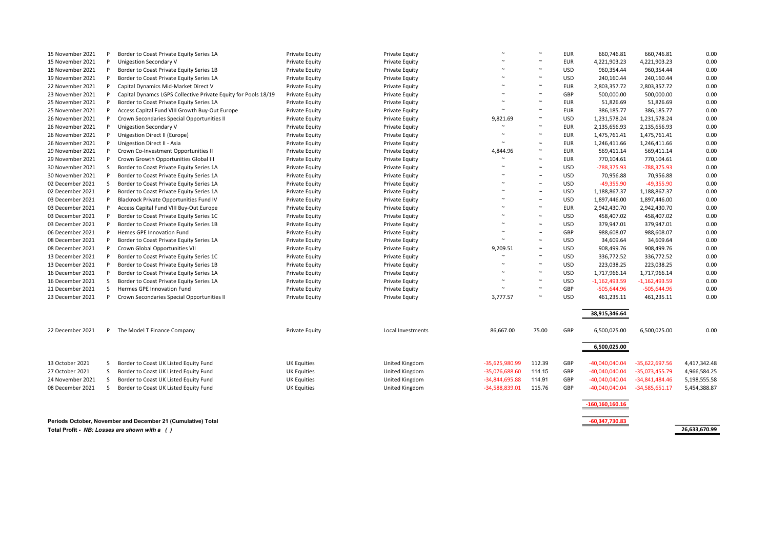| | | | | | | | | | | |
|---|---|---|---|---|---|---|---|---|---|---|
| 15 November 2021 | P | Border to Coast Private Equity Series 1A | Private Equity | Private Equity | ~ | ~ | EUR | 660,746.81 | 660,746.81 | 0.00 |
| 15 November 2021 | P | Unigestion Secondary V | Private Equity | Private Equity | ~ | ~ | EUR | 4,221,903.23 | 4,221,903.23 | 0.00 |
| 18 November 2021 | P | Border to Coast Private Equity Series 1B | Private Equity | Private Equity | ~ | ~ | USD | 960,354.44 | 960,354.44 | 0.00 |
| 19 November 2021 | P | Border to Coast Private Equity Series 1A | Private Equity | Private Equity | ~ | ~ | USD | 240,160.44 | 240,160.44 | 0.00 |
| 22 November 2021 | P | Capital Dynamics Mid-Market Direct V | Private Equity | Private Equity | ~ | ~ | EUR | 2,803,357.72 | 2,803,357.72 | 0.00 |
| 23 November 2021 | P | Capital Dynamcs LGPS Collective Private Equity for Pools 18/19 | Private Equity | Private Equity | ~ | ~ | GBP | 500,000.00 | 500,000.00 | 0.00 |
| 25 November 2021 | P | Border to Coast Private Equity Series 1A | Private Equity | Private Equity | ~ | ~ | EUR | 51,826.69 | 51,826.69 | 0.00 |
| 25 November 2021 | P | Access Capital Fund VIII Growth Buy-Out Europe | Private Equity | Private Equity | ~ | ~ | EUR | 386,185.77 | 386,185.77 | 0.00 |
| 26 November 2021 | P | Crown Secondaries Special Opportunities II | Private Equity | Private Equity | 9,821.69 | ~ | USD | 1,231,578.24 | 1,231,578.24 | 0.00 |
| 26 November 2021 | P | Unigestion Secondary V | Private Equity | Private Equity | ~ | ~ | EUR | 2,135,656.93 | 2,135,656.93 | 0.00 |
| 26 November 2021 | P | Unigestion Direct II (Europe) | Private Equity | Private Equity | ~ | ~ | EUR | 1,475,761.41 | 1,475,761.41 | 0.00 |
| 26 November 2021 | P | Unigestion Direct II - Asia | Private Equity | Private Equity | ~ | ~ | EUR | 1,246,411.66 | 1,246,411.66 | 0.00 |
| 29 November 2021 | P | Crown Co-Investment Opportunities II | Private Equity | Private Equity | 4,844.96 | ~ | EUR | 569,411.14 | 569,411.14 | 0.00 |
| 29 November 2021 | P | Crown Growth Opportunities Global III | Private Equity | Private Equity | ~ | ~ | EUR | 770,104.61 | 770,104.61 | 0.00 |
| 30 November 2021 | S | Border to Coast Private Equity Series 1A | Private Equity | Private Equity | ~ | ~ | USD | -788,375.93 | -788,375.93 | 0.00 |
| 30 November 2021 | P | Border to Coast Private Equity Series 1A | Private Equity | Private Equity | ~ | ~ | USD | 70,956.88 | 70,956.88 | 0.00 |
| 02 December 2021 | S | Border to Coast Private Equity Series 1A | Private Equity | Private Equity | ~ | ~ | USD | -49,355.90 | -49,355.90 | 0.00 |
| 02 December 2021 | P | Border to Coast Private Equity Series 1A | Private Equity | Private Equity | ~ | ~ | USD | 1,188,867.37 | 1,188,867.37 | 0.00 |
| 03 December 2021 | P | Blackrock Private Opportunities Fund IV | Private Equity | Private Equity | ~ | ~ | USD | 1,897,446.00 | 1,897,446.00 | 0.00 |
| 03 December 2021 | P | Access Capital Fund VIII Buy-Out Europe | Private Equity | Private Equity | ~ | ~ | EUR | 2,942,430.70 | 2,942,430.70 | 0.00 |
| 03 December 2021 | P | Border to Coast Private Equity Series 1C | Private Equity | Private Equity | ~ | ~ | USD | 458,407.02 | 458,407.02 | 0.00 |
| 03 December 2021 | P | Border to Coast Private Equity Series 1B | Private Equity | Private Equity | ~ | ~ | USD | 379,947.01 | 379,947.01 | 0.00 |
| 06 December 2021 | P | Hemes GPE Innovation Fund | Private Equity | Private Equity | ~ | ~ | GBP | 988,608.07 | 988,608.07 | 0.00 |
| 08 December 2021 | P | Border to Coast Private Equity Series 1A | Private Equity | Private Equity | ~ | ~ | USD | 34,609.64 | 34,609.64 | 0.00 |
| 08 December 2021 | P | Crown Global Opportunities VII | Private Equity | Private Equity | 9,209.51 | ~ | USD | 908,499.76 | 908,499.76 | 0.00 |
| 13 December 2021 | P | Border to Coast Private Equity Series 1C | Private Equity | Private Equity | ~ | ~ | USD | 336,772.52 | 336,772.52 | 0.00 |
| 13 December 2021 | P | Border to Coast Private Equity Series 1B | Private Equity | Private Equity | ~ | ~ | USD | 223,038.25 | 223,038.25 | 0.00 |
| 16 December 2021 | P | Border to Coast Private Equity Series 1A | Private Equity | Private Equity | ~ | ~ | USD | 1,717,966.14 | 1,717,966.14 | 0.00 |
| 16 December 2021 | S | Border to Coast Private Equity Series 1A | Private Equity | Private Equity | ~ | ~ | USD | -1,162,493.59 | -1,162,493.59 | 0.00 |
| 21 December 2021 | S | Hermes GPE Innovation Fund | Private Equity | Private Equity | ~ | ~ | GBP | -505,644.96 | -505,644.96 | 0.00 |
| 23 December 2021 | P | Crown Secondaries Special Opportunities II | Private Equity | Private Equity | 3,777.57 | ~ | USD | 461,235.11 | 461,235.11 | 0.00 |
| | | | | | | | | **38,915,346.64** | | |
| 22 December 2021 | P | The Model T Finance Company | Private Equity | Local Investments | 86,667.00 | 75.00 | GBP | 6,500,025.00 | 6,500,025.00 | 0.00 |
| | | | | | | | | **6,500,025.00** | | |
| 13 October 2021 | S | Border to Coast UK Listed Equity Fund | UK Equities | United Kingdom | -35,625,980.99 | 112.39 | GBP | -40,040,040.04 | -35,622,697.56 | 4,417,342.48 |
| 27 October 2021 | S | Border to Coast UK Listed Equity Fund | UK Equities | United Kingdom | -35,076,688.60 | 114.15 | GBP | -40,040,040.04 | -35,073,455.79 | 4,966,584.25 |
| 24 November 2021 | S | Border to Coast UK Listed Equity Fund | UK Equities | United Kingdom | -34,844,695.88 | 114.91 | GBP | -40,040,040.04 | -34,841,484.46 | 5,198,555.58 |
| 08 December 2021 | S | Border to Coast UK Listed Equity Fund | UK Equities | United Kingdom | -34,588,839.01 | 115.76 | GBP | -40,040,040.04 | -34,585,651.17 | 5,454,388.87 |
| | | | | | | | | **-160,160,160.16** | | |
| **Periods October, November and December 21 (Cumulative) Total** | | | | | | | | **-60,347,730.83** | | |
| **Total Profit - *NB: Losses are shown with a ( )*** | | | | | | | | | | **26,633,670.99** |